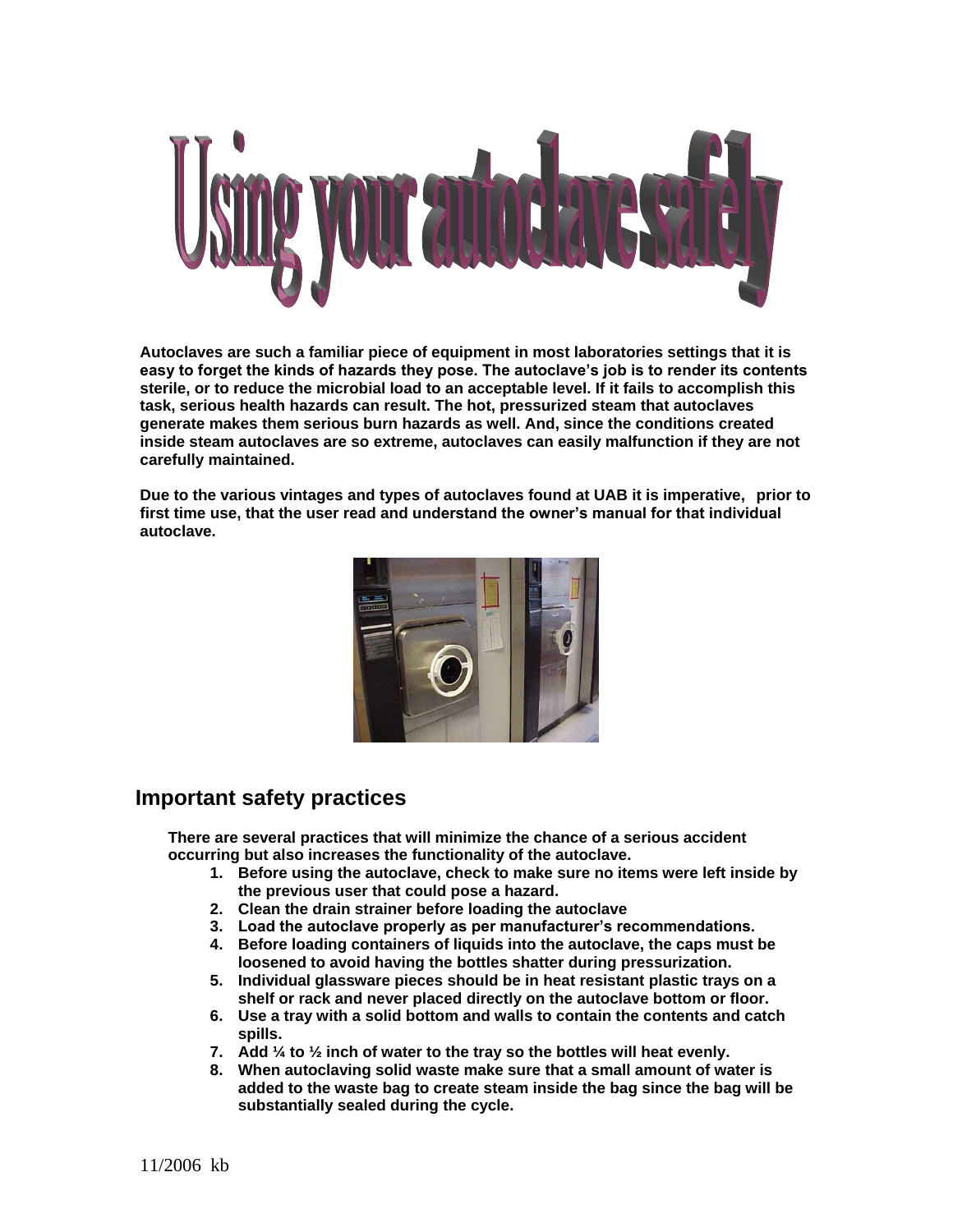# Using your autoclave safely

**Autoclaves are such a familiar piece of equipment in most laboratories settings that it is easy to forget the kinds of hazards they pose. The autoclave's job is to render its contents sterile, or to reduce the microbial load to an acceptable level. If it fails to accomplish this task, serious health hazards can result. The hot, pressurized steam that autoclaves generate makes them serious burn hazards as well. And, since the conditions created inside steam autoclaves are so extreme, autoclaves can easily malfunction if they are not carefully maintained.**

**Due to the various vintages and types of autoclaves found at UAB it is imperative, prior to first time use, that the user read and understand the owner's manual for that individual autoclave.**

## Important safety practices

**There are several practices that will minimize the chance of a serious accident occurring but also increases the functionality of the autoclave.**

1. **Before using the autoclave, check to make sure no items were left inside by the previous user that could pose a hazard.**
2. **Clean the drain strainer before loading the autoclave**
3. **Load the autoclave properly as per manufacturer's recommendations.**
4. **Before loading containers of liquids into the autoclave, the caps must be loosened to avoid having the bottles shatter during pressurization.**
5. **Individual glassware pieces should be in heat resistant plastic trays on a shelf or rack and never placed directly on the autoclave bottom or floor.**
6. **Use a tray with a solid bottom and walls to contain the contents and catch spills.**
7. **Add ¼ to ½ inch of water to the tray so the bottles will heat evenly.**
8. **When autoclaving solid waste make sure that a small amount of water is added to the waste bag to create steam inside the bag since the bag will be substantially sealed during the cycle.**

11/2006 kb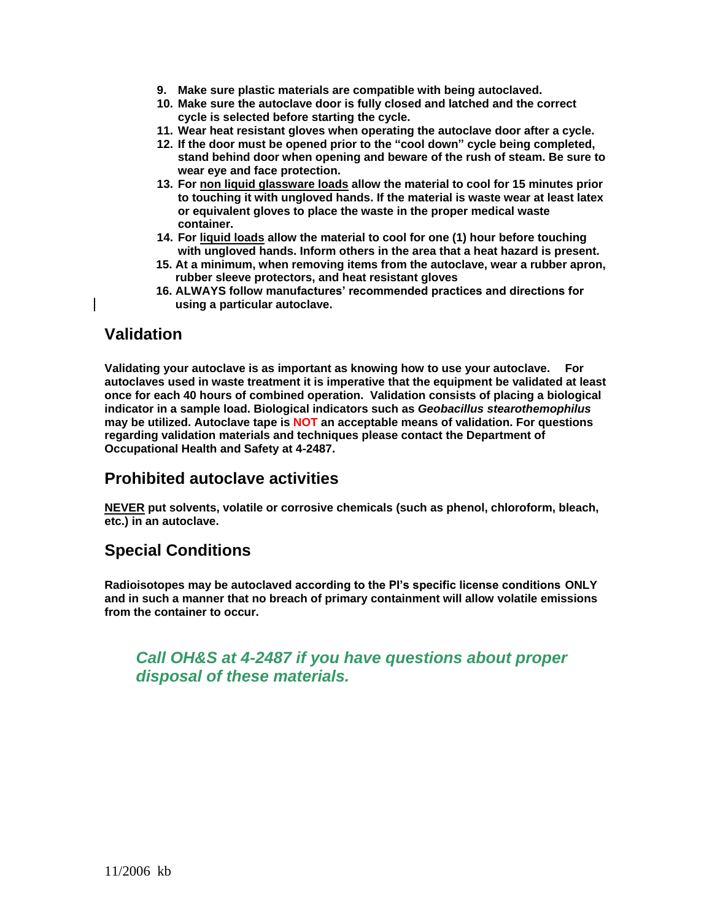9. **Make sure plastic materials are compatible with being autoclaved.**
10. **Make sure the autoclave door is fully closed and latched and the correct cycle is selected before starting the cycle.**
11. **Wear heat resistant gloves when operating the autoclave door after a cycle.**
12. **If the door must be opened prior to the "cool down" cycle being completed, stand behind door when opening and beware of the rush of steam. Be sure to wear eye and face protection.**
13. **For <u>non liquid glassware loads</u> allow the material to cool for 15 minutes prior to touching it with ungloved hands. If the material is waste wear at least latex or equivalent gloves to place the waste in the proper medical waste container.**
14. **For <u>liquid loads</u> allow the material to cool for one (1) hour before touching with ungloved hands. Inform others in the area that a heat hazard is present.**
15. **At a minimum, when removing items from the autoclave, wear a rubber apron, rubber sleeve protectors, and heat resistant gloves**
16. **ALWAYS follow manufactures' recommended practices and directions for using a particular autoclave.**

## Validation

**Validating your autoclave is as important as knowing how to use your autoclave. For autoclaves used in waste treatment it is imperative that the equipment be validated at least once for each 40 hours of combined operation. Validation consists of placing a biological indicator in a sample load. Biological indicators such as *Geobacillus stearothemophilus* may be utilized. Autoclave tape is NOT an acceptable means of validation. For questions regarding validation materials and techniques please contact the Department of Occupational Health and Safety at 4-2487.**

## Prohibited autoclave activities

**<u>NEVER</u> put solvents, volatile or corrosive chemicals (such as phenol, chloroform, bleach, etc.) in an autoclave.**

## Special Conditions

**Radioisotopes may be autoclaved according to the PI's specific license conditions ONLY and in such a manner that no breach of primary containment will allow volatile emissions from the container to occur.**

***Call OH&S at 4-2487 if you have questions about proper disposal of these materials.***

11/2006 kb